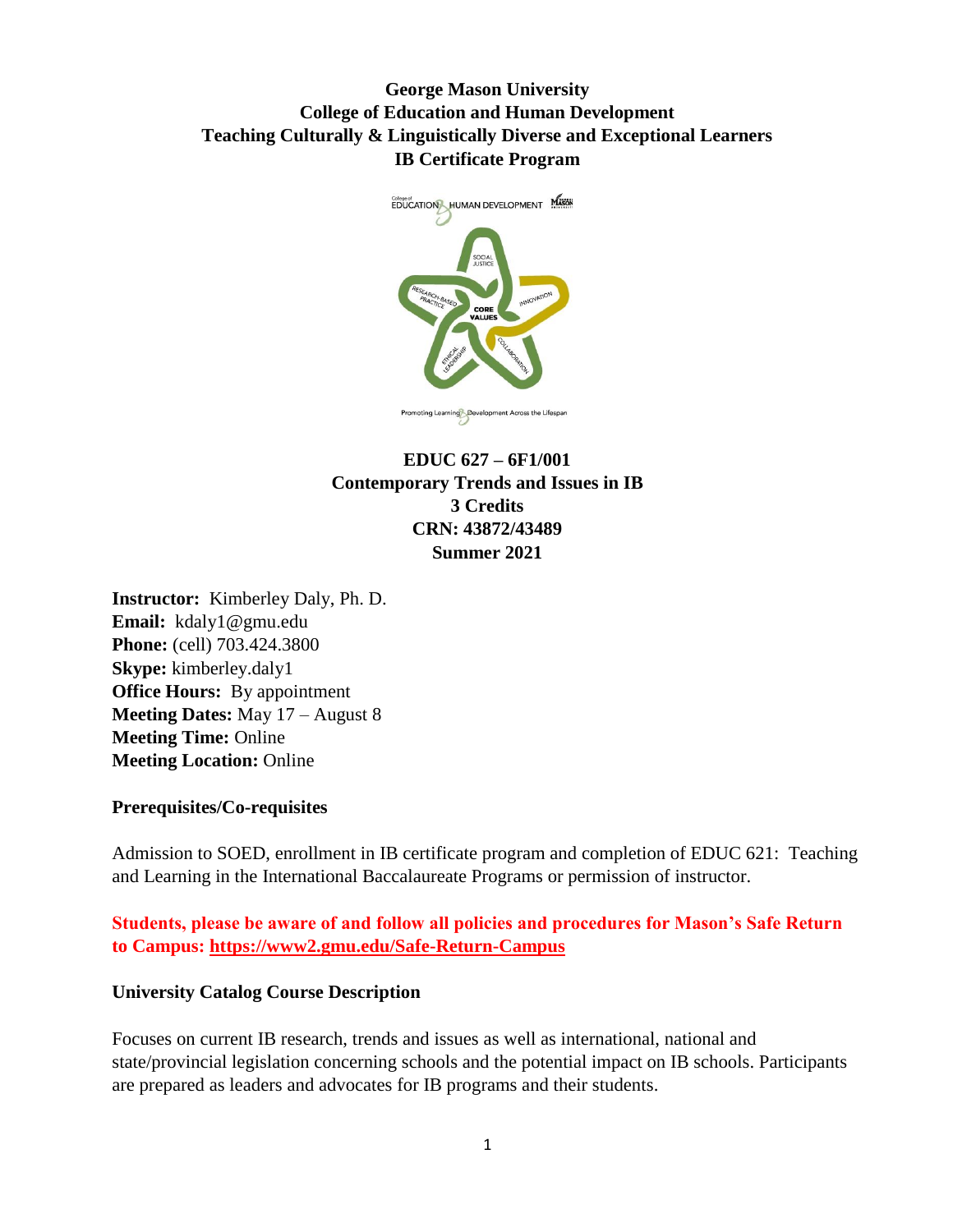**George Mason University**
**College of Education and Human Development**
**Teaching Culturally & Linguistically Diverse and Exceptional Learners**
**IB Certificate Program**

**EDUC 627 – 6F1/001**
**Contemporary Trends and Issues in IB**
**3 Credits**
**CRN: 43872/43489**
**Summer 2021**

**Instructor:** Kimberley Daly, Ph. D.
**Email:** kdaly1@gmu.edu
**Phone:** (cell) 703.424.3800
**Skype:** kimberley.daly1
**Office Hours:** By appointment
**Meeting Dates:** May 17 – August 8
**Meeting Time:** Online
**Meeting Location:** Online

### Prerequisites/Co-requisites

Admission to SOED, enrollment in IB certificate program and completion of EDUC 621: Teaching and Learning in the International Baccalaureate Programs or permission of instructor.

**Students, please be aware of and follow all policies and procedures for Mason's Safe Return to Campus: https://www2.gmu.edu/Safe-Return-Campus**

### University Catalog Course Description

Focuses on current IB research, trends and issues as well as international, national and state/provincial legislation concerning schools and the potential impact on IB schools. Participants are prepared as leaders and advocates for IB programs and their students.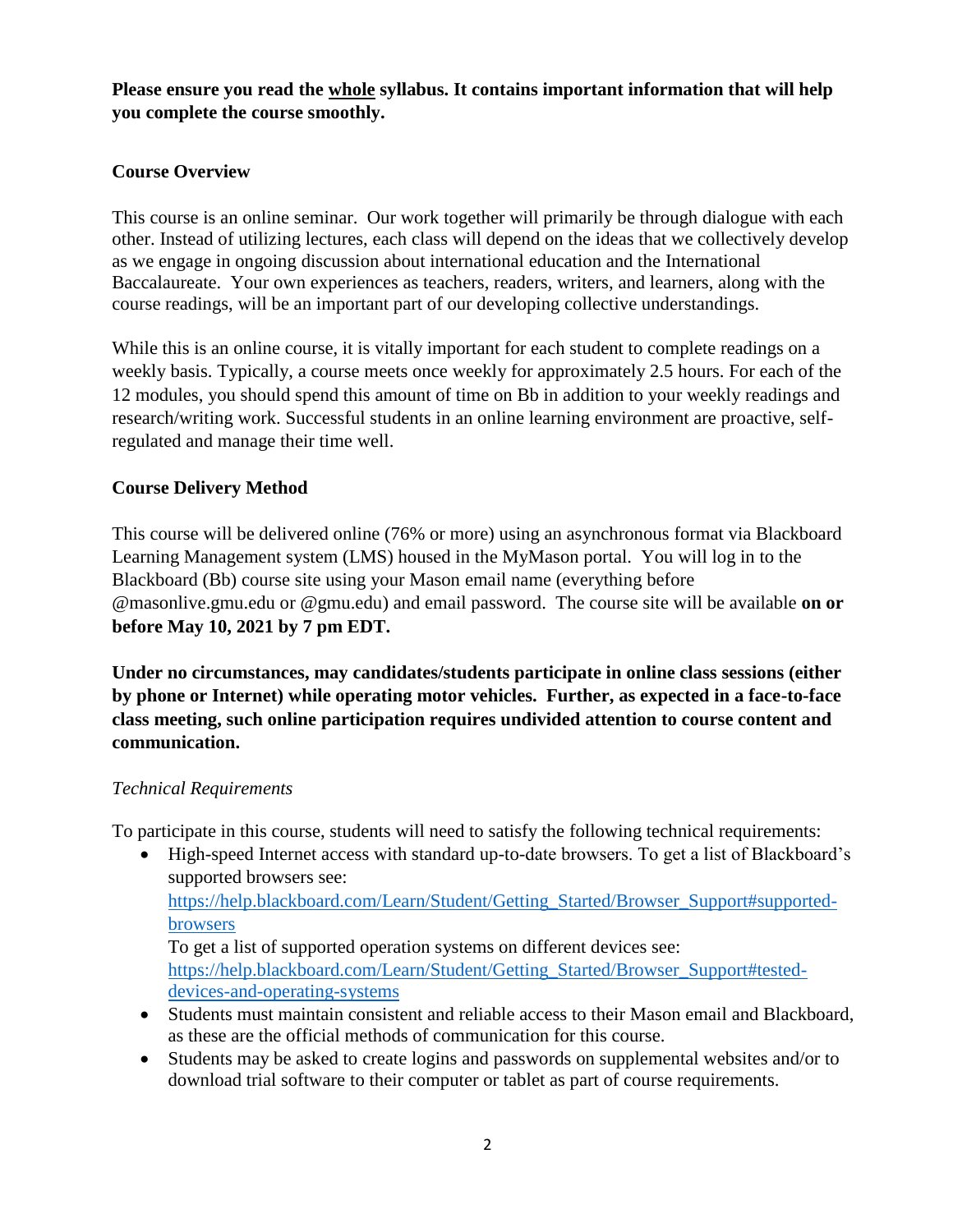**Please ensure you read the whole syllabus. It contains important information that will help you complete the course smoothly.**

**Course Overview**

This course is an online seminar. Our work together will primarily be through dialogue with each other. Instead of utilizing lectures, each class will depend on the ideas that we collectively develop as we engage in ongoing discussion about international education and the International Baccalaureate. Your own experiences as teachers, readers, writers, and learners, along with the course readings, will be an important part of our developing collective understandings.

While this is an online course, it is vitally important for each student to complete readings on a weekly basis. Typically, a course meets once weekly for approximately 2.5 hours. For each of the 12 modules, you should spend this amount of time on Bb in addition to your weekly readings and research/writing work. Successful students in an online learning environment are proactive, self-regulated and manage their time well.

**Course Delivery Method**

This course will be delivered online (76% or more) using an asynchronous format via Blackboard Learning Management system (LMS) housed in the MyMason portal. You will log in to the Blackboard (Bb) course site using your Mason email name (everything before @masonlive.gmu.edu or @gmu.edu) and email password. The course site will be available **on or before May 10, 2021 by 7 pm EDT.**

**Under no circumstances, may candidates/students participate in online class sessions (either by phone or Internet) while operating motor vehicles. Further, as expected in a face-to-face class meeting, such online participation requires undivided attention to course content and communication.**

*Technical Requirements*

To participate in this course, students will need to satisfy the following technical requirements:

- High-speed Internet access with standard up-to-date browsers. To get a list of Blackboard's supported browsers see:
  https://help.blackboard.com/Learn/Student/Getting_Started/Browser_Support#supported-browsers
  To get a list of supported operation systems on different devices see:
  https://help.blackboard.com/Learn/Student/Getting_Started/Browser_Support#tested-devices-and-operating-systems
- Students must maintain consistent and reliable access to their Mason email and Blackboard, as these are the official methods of communication for this course.
- Students may be asked to create logins and passwords on supplemental websites and/or to download trial software to their computer or tablet as part of course requirements.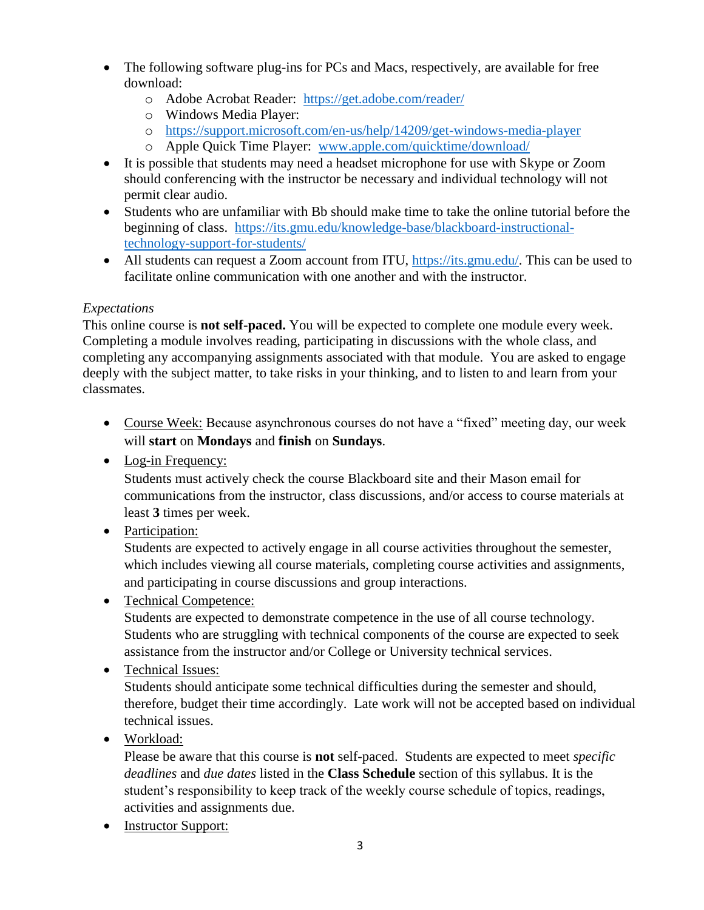- The following software plug-ins for PCs and Macs, respectively, are available for free download:
  - Adobe Acrobat Reader: https://get.adobe.com/reader/
  - Windows Media Player:
  - https://support.microsoft.com/en-us/help/14209/get-windows-media-player
  - Apple Quick Time Player: www.apple.com/quicktime/download/
- It is possible that students may need a headset microphone for use with Skype or Zoom should conferencing with the instructor be necessary and individual technology will not permit clear audio.
- Students who are unfamiliar with Bb should make time to take the online tutorial before the beginning of class. https://its.gmu.edu/knowledge-base/blackboard-instructional-technology-support-for-students/
- All students can request a Zoom account from ITU, https://its.gmu.edu/. This can be used to facilitate online communication with one another and with the instructor.

*Expectations*

This online course is **not self-paced.** You will be expected to complete one module every week. Completing a module involves reading, participating in discussions with the whole class, and completing any accompanying assignments associated with that module. You are asked to engage deeply with the subject matter, to take risks in your thinking, and to listen to and learn from your classmates.

- Course Week: Because asynchronous courses do not have a "fixed" meeting day, our week will **start** on **Mondays** and **finish** on **Sundays**.
- Log-in Frequency:
  Students must actively check the course Blackboard site and their Mason email for communications from the instructor, class discussions, and/or access to course materials at least **3** times per week.
- Participation:
  Students are expected to actively engage in all course activities throughout the semester, which includes viewing all course materials, completing course activities and assignments, and participating in course discussions and group interactions.
- Technical Competence:
  Students are expected to demonstrate competence in the use of all course technology. Students who are struggling with technical components of the course are expected to seek assistance from the instructor and/or College or University technical services.
- Technical Issues:
  Students should anticipate some technical difficulties during the semester and should, therefore, budget their time accordingly. Late work will not be accepted based on individual technical issues.
- Workload:
  Please be aware that this course is **not** self-paced. Students are expected to meet *specific deadlines* and *due dates* listed in the **Class Schedule** section of this syllabus. It is the student's responsibility to keep track of the weekly course schedule of topics, readings, activities and assignments due.
- Instructor Support: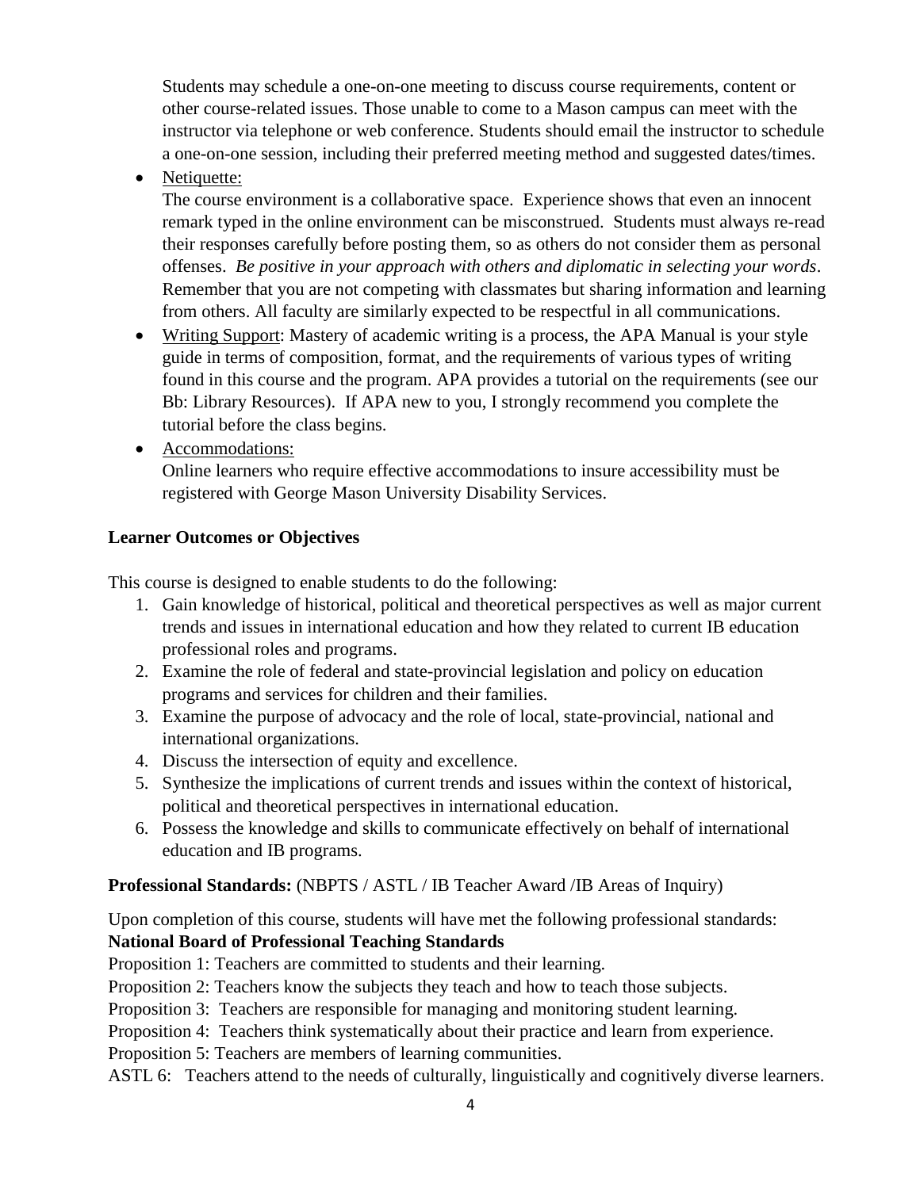Students may schedule a one-on-one meeting to discuss course requirements, content or other course-related issues. Those unable to come to a Mason campus can meet with the instructor via telephone or web conference. Students should email the instructor to schedule a one-on-one session, including their preferred meeting method and suggested dates/times.

- Netiquette:
  The course environment is a collaborative space. Experience shows that even an innocent remark typed in the online environment can be misconstrued. Students must always re-read their responses carefully before posting them, so as others do not consider them as personal offenses. *Be positive in your approach with others and diplomatic in selecting your words*. Remember that you are not competing with classmates but sharing information and learning from others. All faculty are similarly expected to be respectful in all communications.
- Writing Support: Mastery of academic writing is a process, the APA Manual is your style guide in terms of composition, format, and the requirements of various types of writing found in this course and the program. APA provides a tutorial on the requirements (see our Bb: Library Resources). If APA new to you, I strongly recommend you complete the tutorial before the class begins.
- Accommodations:
  Online learners who require effective accommodations to insure accessibility must be registered with George Mason University Disability Services.

**Learner Outcomes or Objectives**

This course is designed to enable students to do the following:

1. Gain knowledge of historical, political and theoretical perspectives as well as major current trends and issues in international education and how they related to current IB education professional roles and programs.
2. Examine the role of federal and state-provincial legislation and policy on education programs and services for children and their families.
3. Examine the purpose of advocacy and the role of local, state-provincial, national and international organizations.
4. Discuss the intersection of equity and excellence.
5. Synthesize the implications of current trends and issues within the context of historical, political and theoretical perspectives in international education.
6. Possess the knowledge and skills to communicate effectively on behalf of international education and IB programs.

**Professional Standards:** (NBPTS / ASTL / IB Teacher Award /IB Areas of Inquiry)

Upon completion of this course, students will have met the following professional standards:

**National Board of Professional Teaching Standards**

Proposition 1: Teachers are committed to students and their learning.

Proposition 2: Teachers know the subjects they teach and how to teach those subjects.

Proposition 3: Teachers are responsible for managing and monitoring student learning.

Proposition 4: Teachers think systematically about their practice and learn from experience.

Proposition 5: Teachers are members of learning communities.

ASTL 6: Teachers attend to the needs of culturally, linguistically and cognitively diverse learners.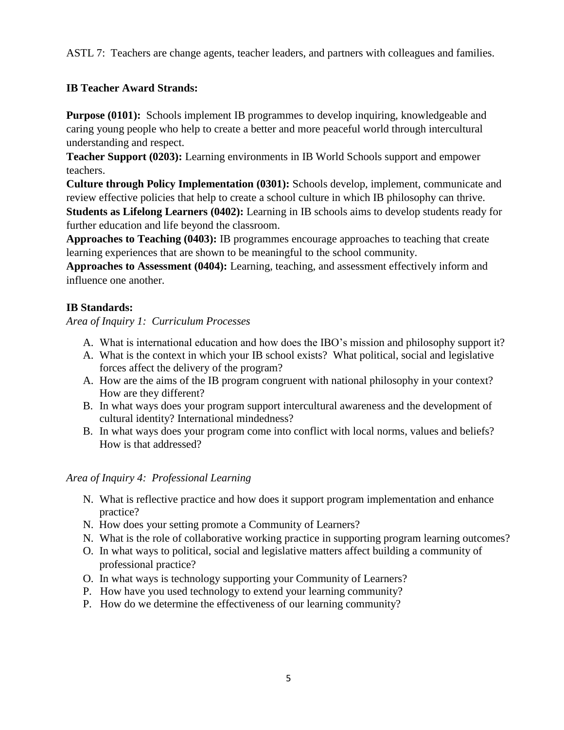ASTL 7: Teachers are change agents, teacher leaders, and partners with colleagues and families.

**IB Teacher Award Strands:**

**Purpose (0101):** Schools implement IB programmes to develop inquiring, knowledgeable and caring young people who help to create a better and more peaceful world through intercultural understanding and respect.
**Teacher Support (0203):** Learning environments in IB World Schools support and empower teachers.
**Culture through Policy Implementation (0301):** Schools develop, implement, communicate and review effective policies that help to create a school culture in which IB philosophy can thrive.
**Students as Lifelong Learners (0402):** Learning in IB schools aims to develop students ready for further education and life beyond the classroom.
**Approaches to Teaching (0403):** IB programmes encourage approaches to teaching that create learning experiences that are shown to be meaningful to the school community.
**Approaches to Assessment (0404):** Learning, teaching, and assessment effectively inform and influence one another.

**IB Standards:**

*Area of Inquiry 1: Curriculum Processes*

- A. What is international education and how does the IBO's mission and philosophy support it?
- A. What is the context in which your IB school exists? What political, social and legislative forces affect the delivery of the program?
- A. How are the aims of the IB program congruent with national philosophy in your context? How are they different?
- B. In what ways does your program support intercultural awareness and the development of cultural identity? International mindedness?
- B. In what ways does your program come into conflict with local norms, values and beliefs? How is that addressed?

*Area of Inquiry 4: Professional Learning*

- N. What is reflective practice and how does it support program implementation and enhance practice?
- N. How does your setting promote a Community of Learners?
- N. What is the role of collaborative working practice in supporting program learning outcomes?
- O. In what ways to political, social and legislative matters affect building a community of professional practice?
- O. In what ways is technology supporting your Community of Learners?
- P. How have you used technology to extend your learning community?
- P. How do we determine the effectiveness of our learning community?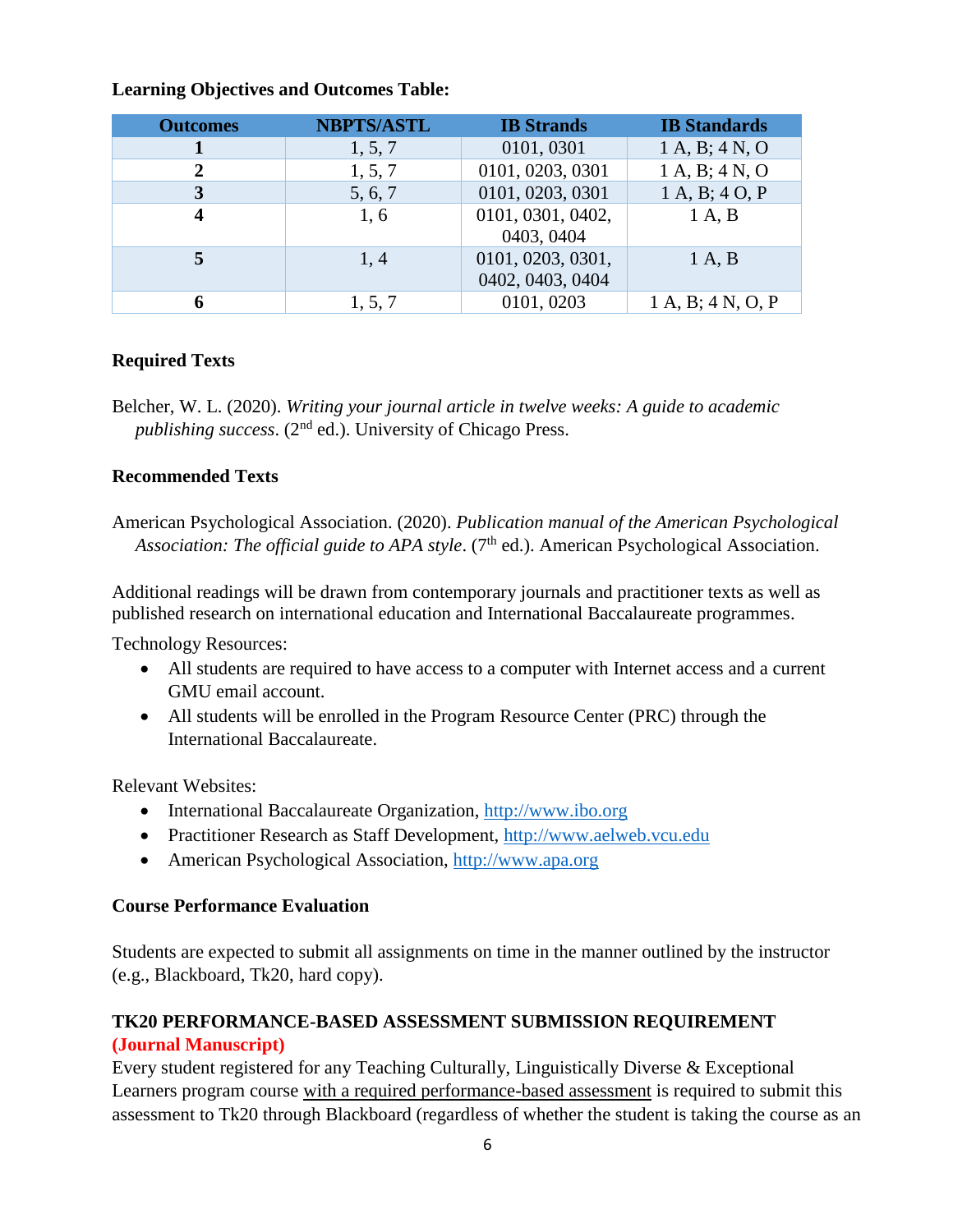**Learning Objectives and Outcomes Table:**

| Outcomes | NBPTS/ASTL | IB Strands | IB Standards |
|---|---|---|---|
| **1** | 1, 5, 7 | 0101, 0301 | 1 A, B; 4 N, O |
| **2** | 1, 5, 7 | 0101, 0203, 0301 | 1 A, B; 4 N, O |
| **3** | 5, 6, 7 | 0101, 0203, 0301 | 1 A, B; 4 O, P |
| **4** | 1, 6 | 0101, 0301, 0402, 0403, 0404 | 1 A, B |
| **5** | 1, 4 | 0101, 0203, 0301, 0402, 0403, 0404 | 1 A, B |
| **6** | 1, 5, 7 | 0101, 0203 | 1 A, B; 4 N, O, P |

**Required Texts**

Belcher, W. L. (2020). *Writing your journal article in twelve weeks: A guide to academic publishing success*. (2nd ed.). University of Chicago Press.

**Recommended Texts**

American Psychological Association. (2020). *Publication manual of the American Psychological Association: The official guide to APA style*. (7th ed.). American Psychological Association.

Additional readings will be drawn from contemporary journals and practitioner texts as well as published research on international education and International Baccalaureate programmes.

Technology Resources:

- All students are required to have access to a computer with Internet access and a current GMU email account.
- All students will be enrolled in the Program Resource Center (PRC) through the International Baccalaureate.

Relevant Websites:

- International Baccalaureate Organization, http://www.ibo.org
- Practitioner Research as Staff Development, http://www.aelweb.vcu.edu
- American Psychological Association, http://www.apa.org

**Course Performance Evaluation**

Students are expected to submit all assignments on time in the manner outlined by the instructor (e.g., Blackboard, Tk20, hard copy).

**TK20 PERFORMANCE-BASED ASSESSMENT SUBMISSION REQUIREMENT**
**(Journal Manuscript)**

Every student registered for any Teaching Culturally, Linguistically Diverse & Exceptional Learners program course with a required performance-based assessment is required to submit this assessment to Tk20 through Blackboard (regardless of whether the student is taking the course as an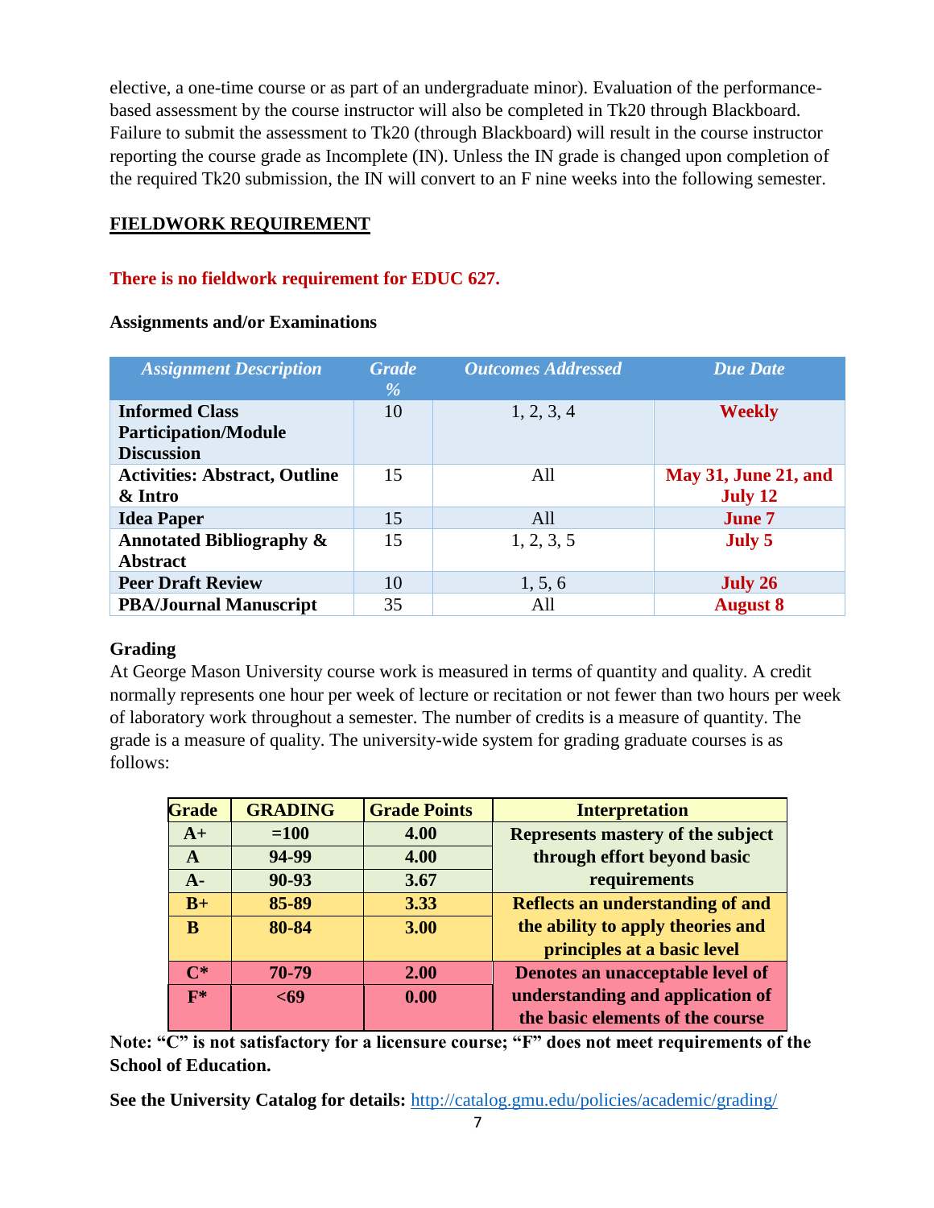elective, a one-time course or as part of an undergraduate minor). Evaluation of the performance-based assessment by the course instructor will also be completed in Tk20 through Blackboard. Failure to submit the assessment to Tk20 (through Blackboard) will result in the course instructor reporting the course grade as Incomplete (IN). Unless the IN grade is changed upon completion of the required Tk20 submission, the IN will convert to an F nine weeks into the following semester.

## FIELDWORK REQUIREMENT

**There is no fieldwork requirement for EDUC 627.**

### Assignments and/or Examinations

| *Assignment Description* | *Grade %* | *Outcomes Addressed* | *Due Date* |
|---|---|---|---|
| **Informed Class Participation/Module Discussion** | 10 | 1, 2, 3, 4 | **Weekly** |
| **Activities: Abstract, Outline & Intro** | 15 | All | **May 31, June 21, and July 12** |
| **Idea Paper** | 15 | All | **June 7** |
| **Annotated Bibliography & Abstract** | 15 | 1, 2, 3, 5 | **July 5** |
| **Peer Draft Review** | 10 | 1, 5, 6 | **July 26** |
| **PBA/Journal Manuscript** | 35 | All | **August 8** |

### Grading

At George Mason University course work is measured in terms of quantity and quality. A credit normally represents one hour per week of lecture or recitation or not fewer than two hours per week of laboratory work throughout a semester. The number of credits is a measure of quantity. The grade is a measure of quality. The university-wide system for grading graduate courses is as follows:

| Grade | GRADING | Grade Points | Interpretation |
|---|---|---|---|
| A+ | =100 | 4.00 | Represents mastery of the subject through effort beyond basic requirements |
| A | 94-99 | 4.00 | |
| A- | 90-93 | 3.67 | |
| B+ | 85-89 | 3.33 | Reflects an understanding of and the ability to apply theories and principles at a basic level |
| B | 80-84 | 3.00 | |
| C* | 70-79 | 2.00 | Denotes an unacceptable level of understanding and application of the basic elements of the course |
| F* | <69 | 0.00 | |

**Note: "C" is not satisfactory for a licensure course; "F" does not meet requirements of the School of Education.**

**See the University Catalog for details:** http://catalog.gmu.edu/policies/academic/grading/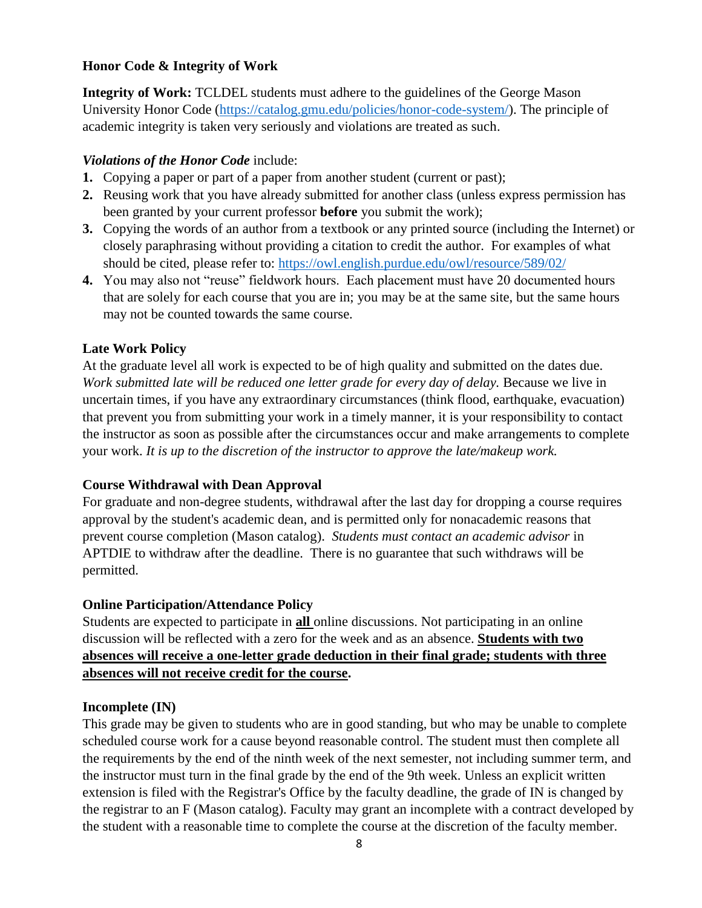### Honor Code & Integrity of Work

**Integrity of Work:** TCLDEL students must adhere to the guidelines of the George Mason University Honor Code (https://catalog.gmu.edu/policies/honor-code-system/). The principle of academic integrity is taken very seriously and violations are treated as such.

***Violations of the Honor Code*** include:

1. Copying a paper or part of a paper from another student (current or past);
2. Reusing work that you have already submitted for another class (unless express permission has been granted by your current professor **before** you submit the work);
3. Copying the words of an author from a textbook or any printed source (including the Internet) or closely paraphrasing without providing a citation to credit the author. For examples of what should be cited, please refer to: https://owl.english.purdue.edu/owl/resource/589/02/
4. You may also not "reuse" fieldwork hours. Each placement must have 20 documented hours that are solely for each course that you are in; you may be at the same site, but the same hours may not be counted towards the same course.

### Late Work Policy

At the graduate level all work is expected to be of high quality and submitted on the dates due. *Work submitted late will be reduced one letter grade for every day of delay.* Because we live in uncertain times, if you have any extraordinary circumstances (think flood, earthquake, evacuation) that prevent you from submitting your work in a timely manner, it is your responsibility to contact the instructor as soon as possible after the circumstances occur and make arrangements to complete your work. *It is up to the discretion of the instructor to approve the late/makeup work.*

### Course Withdrawal with Dean Approval

For graduate and non-degree students, withdrawal after the last day for dropping a course requires approval by the student's academic dean, and is permitted only for nonacademic reasons that prevent course completion (Mason catalog). *Students must contact an academic advisor* in APTDIE to withdraw after the deadline. There is no guarantee that such withdraws will be permitted.

### Online Participation/Attendance Policy

Students are expected to participate in **all** online discussions. Not participating in an online discussion will be reflected with a zero for the week and as an absence. **Students with two absences will receive a one-letter grade deduction in their final grade; students with three absences will not receive credit for the course.**

### Incomplete (IN)

This grade may be given to students who are in good standing, but who may be unable to complete scheduled course work for a cause beyond reasonable control. The student must then complete all the requirements by the end of the ninth week of the next semester, not including summer term, and the instructor must turn in the final grade by the end of the 9th week. Unless an explicit written extension is filed with the Registrar's Office by the faculty deadline, the grade of IN is changed by the registrar to an F (Mason catalog). Faculty may grant an incomplete with a contract developed by the student with a reasonable time to complete the course at the discretion of the faculty member.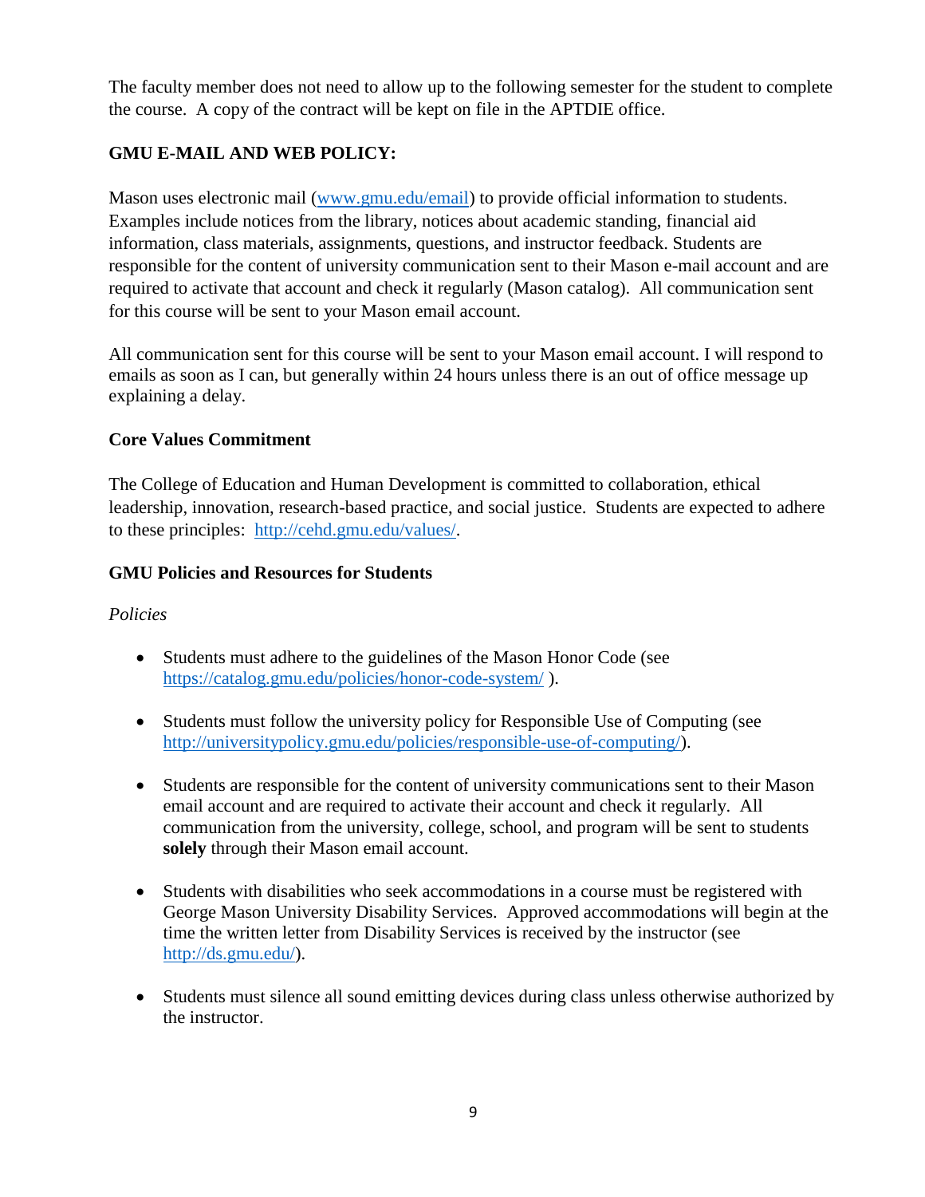The faculty member does not need to allow up to the following semester for the student to complete the course. A copy of the contract will be kept on file in the APTDIE office.

**GMU E-MAIL AND WEB POLICY:**

Mason uses electronic mail (www.gmu.edu/email) to provide official information to students. Examples include notices from the library, notices about academic standing, financial aid information, class materials, assignments, questions, and instructor feedback. Students are responsible for the content of university communication sent to their Mason e-mail account and are required to activate that account and check it regularly (Mason catalog). All communication sent for this course will be sent to your Mason email account.

All communication sent for this course will be sent to your Mason email account. I will respond to emails as soon as I can, but generally within 24 hours unless there is an out of office message up explaining a delay.

**Core Values Commitment**

The College of Education and Human Development is committed to collaboration, ethical leadership, innovation, research-based practice, and social justice. Students are expected to adhere to these principles: http://cehd.gmu.edu/values/.

**GMU Policies and Resources for Students**

*Policies*

- Students must adhere to the guidelines of the Mason Honor Code (see https://catalog.gmu.edu/policies/honor-code-system/ ).

- Students must follow the university policy for Responsible Use of Computing (see http://universitypolicy.gmu.edu/policies/responsible-use-of-computing/).

- Students are responsible for the content of university communications sent to their Mason email account and are required to activate their account and check it regularly. All communication from the university, college, school, and program will be sent to students **solely** through their Mason email account.

- Students with disabilities who seek accommodations in a course must be registered with George Mason University Disability Services. Approved accommodations will begin at the time the written letter from Disability Services is received by the instructor (see http://ds.gmu.edu/).

- Students must silence all sound emitting devices during class unless otherwise authorized by the instructor.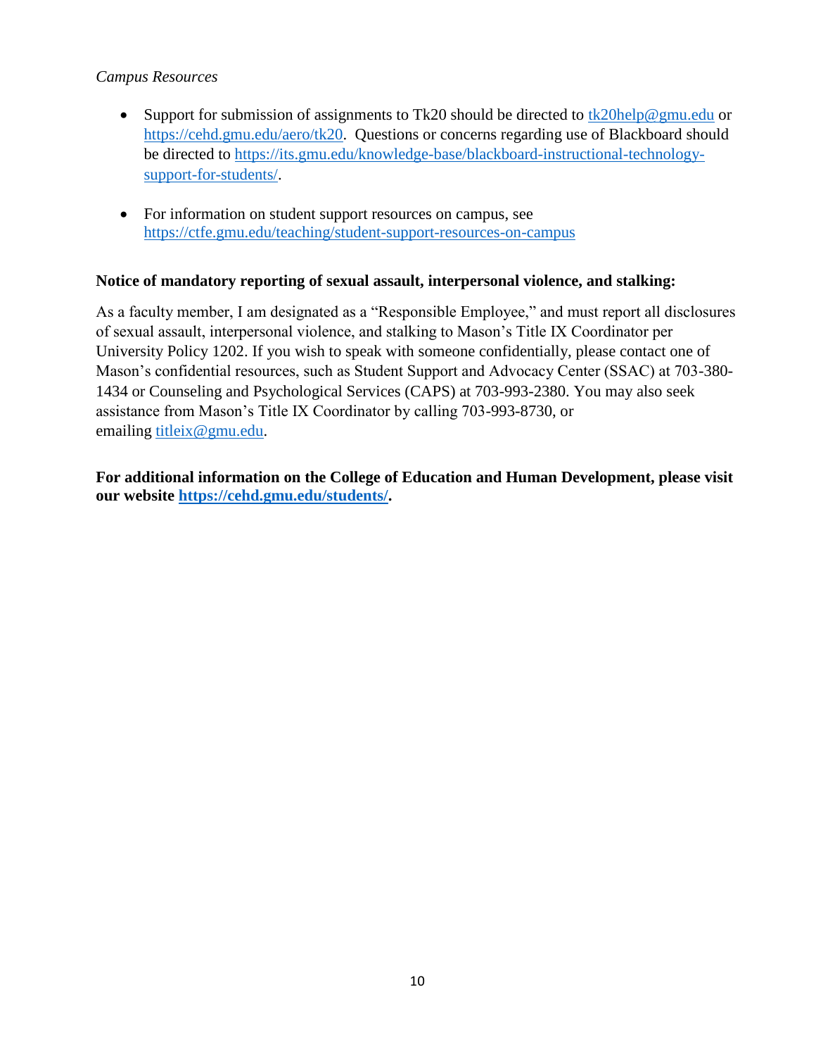*Campus Resources*

- Support for submission of assignments to Tk20 should be directed to tk20help@gmu.edu or https://cehd.gmu.edu/aero/tk20. Questions or concerns regarding use of Blackboard should be directed to https://its.gmu.edu/knowledge-base/blackboard-instructional-technology-support-for-students/.
- For information on student support resources on campus, see https://ctfe.gmu.edu/teaching/student-support-resources-on-campus

**Notice of mandatory reporting of sexual assault, interpersonal violence, and stalking:**

As a faculty member, I am designated as a "Responsible Employee," and must report all disclosures of sexual assault, interpersonal violence, and stalking to Mason's Title IX Coordinator per University Policy 1202. If you wish to speak with someone confidentially, please contact one of Mason's confidential resources, such as Student Support and Advocacy Center (SSAC) at 703-380-1434 or Counseling and Psychological Services (CAPS) at 703-993-2380. You may also seek assistance from Mason's Title IX Coordinator by calling 703-993-8730, or emailing titleix@gmu.edu.

**For additional information on the College of Education and Human Development, please visit our website https://cehd.gmu.edu/students/.**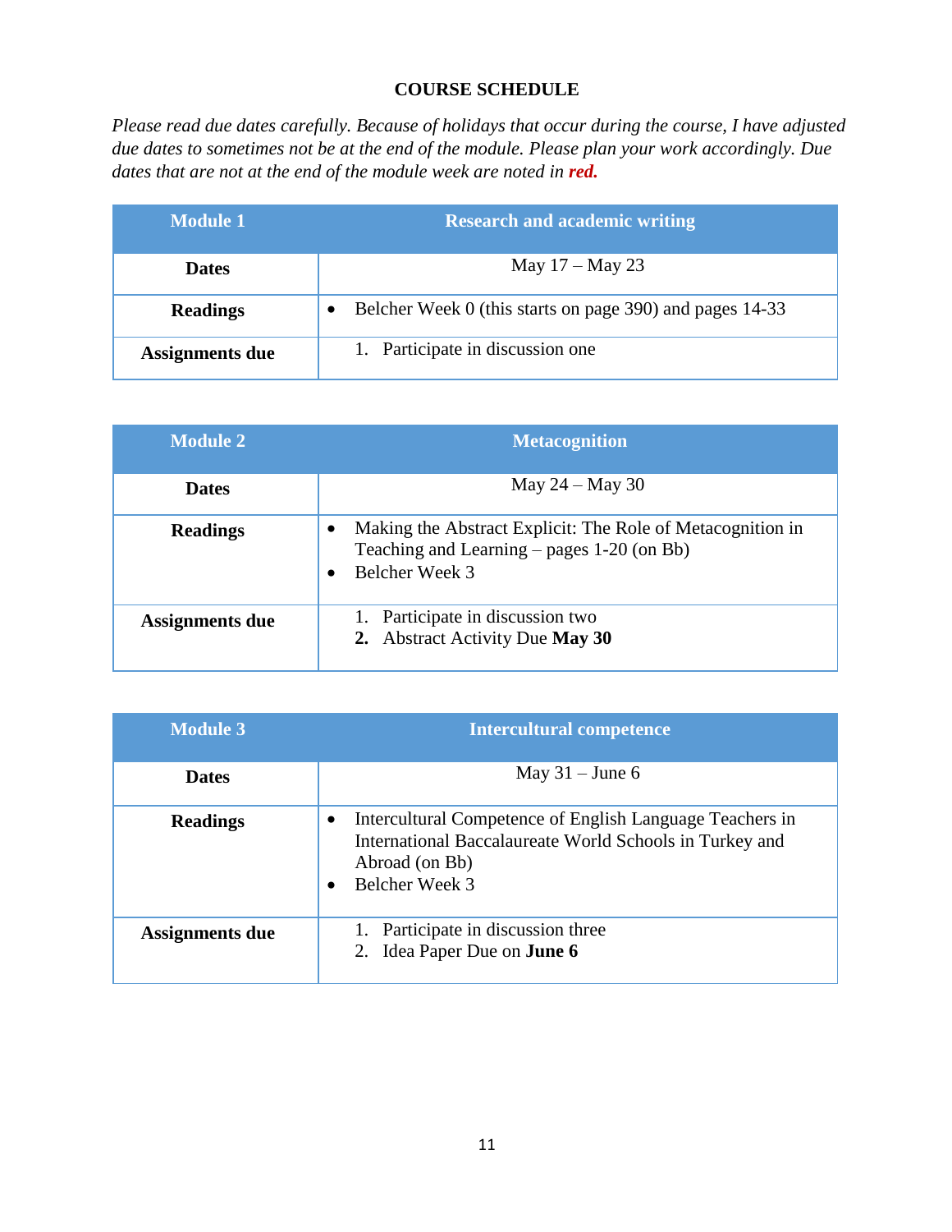**COURSE SCHEDULE**

*Please read due dates carefully. Because of holidays that occur during the course, I have adjusted due dates to sometimes not be at the end of the module. Please plan your work accordingly. Due dates that are not at the end of the module week are noted in* ***red.***

| Module 1 | Research and academic writing |
| --- | --- |
| **Dates** | May 17 – May 23 |
| **Readings** | • Belcher Week 0 (this starts on page 390) and pages 14-33 |
| **Assignments due** | 1. Participate in discussion one |

| Module 2 | Metacognition |
| --- | --- |
| **Dates** | May 24 – May 30 |
| **Readings** | • Making the Abstract Explicit: The Role of Metacognition in Teaching and Learning – pages 1-20 (on Bb)<br>• Belcher Week 3 |
| **Assignments due** | 1. Participate in discussion two<br>**2.** Abstract Activity Due **May 30** |

| Module 3 | Intercultural competence |
| --- | --- |
| **Dates** | May 31 – June 6 |
| **Readings** | • Intercultural Competence of English Language Teachers in International Baccalaureate World Schools in Turkey and Abroad (on Bb)<br>• Belcher Week 3 |
| **Assignments due** | 1. Participate in discussion three<br>2. Idea Paper Due on **June 6** |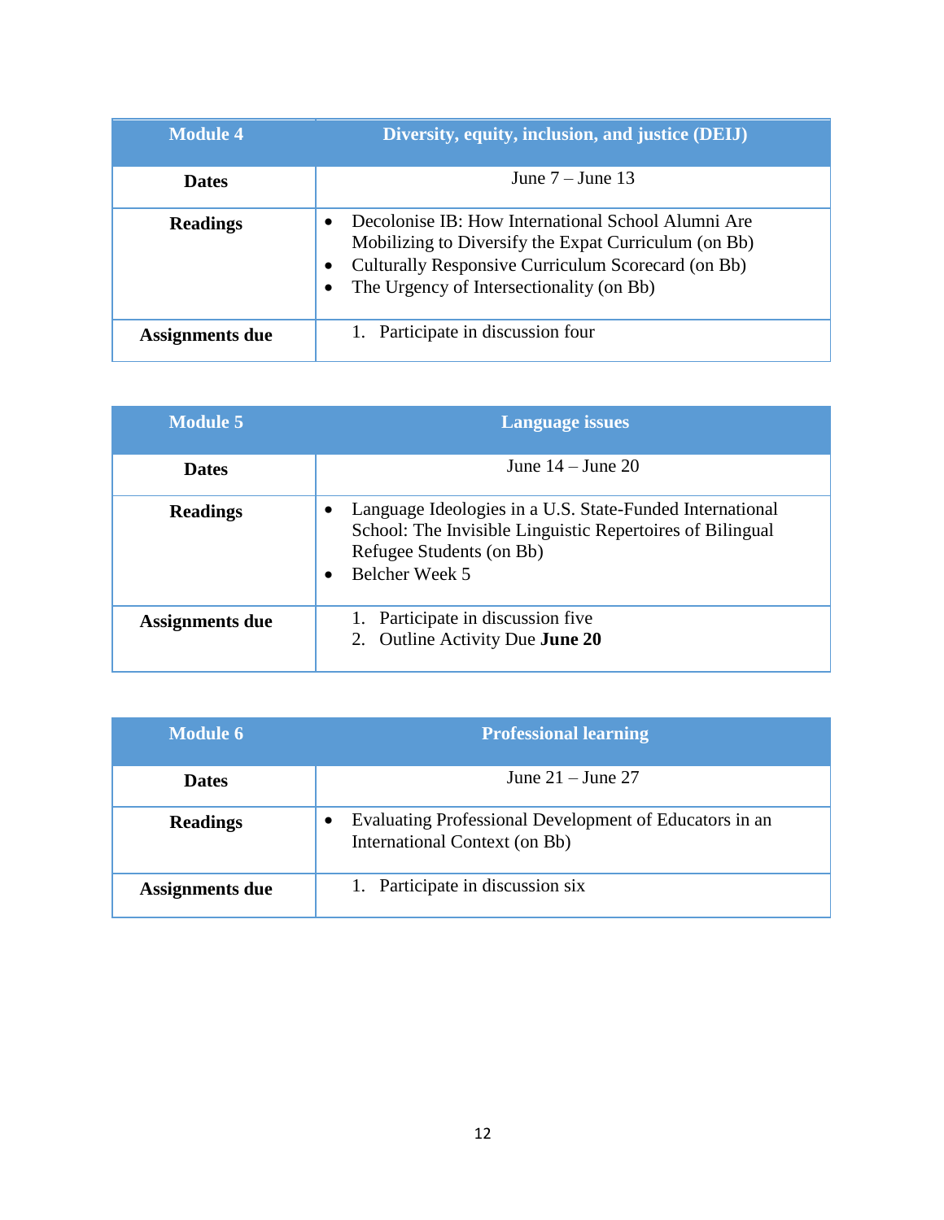| Module 4 | Diversity, equity, inclusion, and justice (DEIJ) |
| --- | --- |
| **Dates** | June 7 – June 13 |
| **Readings** | • Decolonise IB: How International School Alumni Are Mobilizing to Diversify the Expat Curriculum (on Bb)<br>• Culturally Responsive Curriculum Scorecard (on Bb)<br>• The Urgency of Intersectionality (on Bb) |
| **Assignments due** | 1. Participate in discussion four |

| Module 5 | Language issues |
| --- | --- |
| **Dates** | June 14 – June 20 |
| **Readings** | • Language Ideologies in a U.S. State-Funded International School: The Invisible Linguistic Repertoires of Bilingual Refugee Students (on Bb)<br>• Belcher Week 5 |
| **Assignments due** | 1. Participate in discussion five<br>2. Outline Activity Due **June 20** |

| Module 6 | Professional learning |
| --- | --- |
| **Dates** | June 21 – June 27 |
| **Readings** | • Evaluating Professional Development of Educators in an International Context (on Bb) |
| **Assignments due** | 1. Participate in discussion six |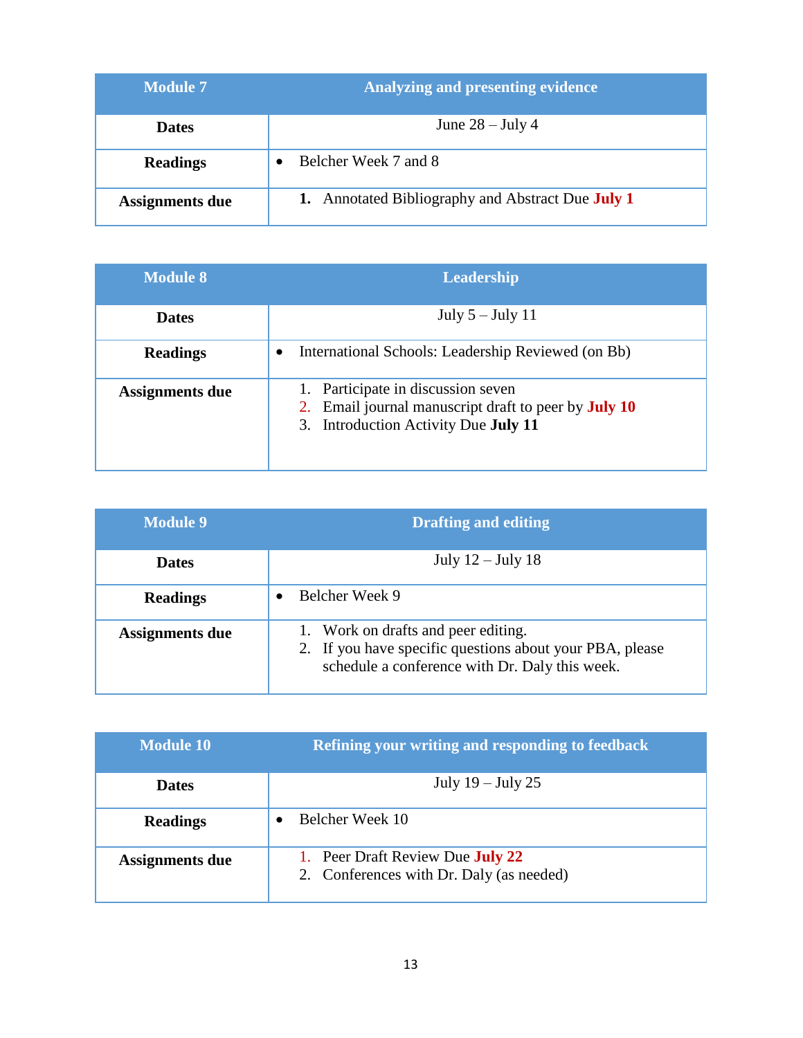| Module 7 | Analyzing and presenting evidence |
| --- | --- |
| **Dates** | June 28 – July 4 |
| **Readings** | • Belcher Week 7 and 8 |
| **Assignments due** | **1.** Annotated Bibliography and Abstract Due **July 1** |

| Module 8 | Leadership |
| --- | --- |
| **Dates** | July 5 – July 11 |
| **Readings** | • International Schools: Leadership Reviewed (on Bb) |
| **Assignments due** | 1. Participate in discussion seven<br>2. Email journal manuscript draft to peer by **July 10**<br>3. Introduction Activity Due **July 11** |

| Module 9 | Drafting and editing |
| --- | --- |
| **Dates** | July 12 – July 18 |
| **Readings** | • Belcher Week 9 |
| **Assignments due** | 1. Work on drafts and peer editing.<br>2. If you have specific questions about your PBA, please schedule a conference with Dr. Daly this week. |

| Module 10 | Refining your writing and responding to feedback |
| --- | --- |
| **Dates** | July 19 – July 25 |
| **Readings** | • Belcher Week 10 |
| **Assignments due** | 1. Peer Draft Review Due **July 22**<br>2. Conferences with Dr. Daly (as needed) |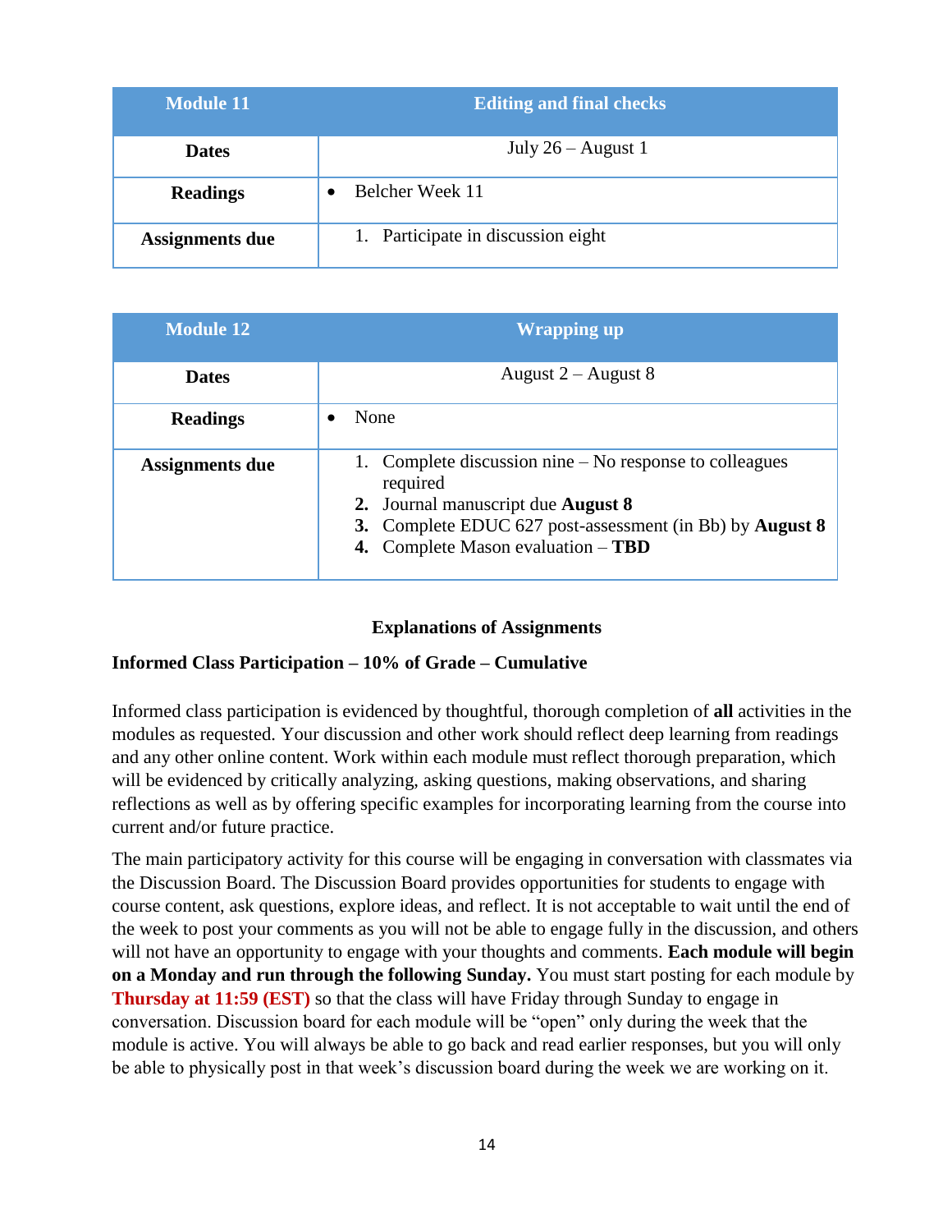| Module 11 | Editing and final checks |
|---|---|
| **Dates** | July 26 – August 1 |
| **Readings** | • Belcher Week 11 |
| **Assignments due** | 1. Participate in discussion eight |

| Module 12 | Wrapping up |
|---|---|
| **Dates** | August 2 – August 8 |
| **Readings** | • None |
| **Assignments due** | 1. Complete discussion nine – No response to colleagues required<br>**2.** Journal manuscript due **August 8**<br>**3.** Complete EDUC 627 post-assessment (in Bb) by **August 8**<br>**4.** Complete Mason evaluation – **TBD** |

## Explanations of Assignments

### Informed Class Participation – 10% of Grade – Cumulative

Informed class participation is evidenced by thoughtful, thorough completion of **all** activities in the modules as requested. Your discussion and other work should reflect deep learning from readings and any other online content. Work within each module must reflect thorough preparation, which will be evidenced by critically analyzing, asking questions, making observations, and sharing reflections as well as by offering specific examples for incorporating learning from the course into current and/or future practice.

The main participatory activity for this course will be engaging in conversation with classmates via the Discussion Board. The Discussion Board provides opportunities for students to engage with course content, ask questions, explore ideas, and reflect. It is not acceptable to wait until the end of the week to post your comments as you will not be able to engage fully in the discussion, and others will not have an opportunity to engage with your thoughts and comments. **Each module will begin on a Monday and run through the following Sunday.** You must start posting for each module by **Thursday at 11:59 (EST)** so that the class will have Friday through Sunday to engage in conversation. Discussion board for each module will be "open" only during the week that the module is active. You will always be able to go back and read earlier responses, but you will only be able to physically post in that week's discussion board during the week we are working on it.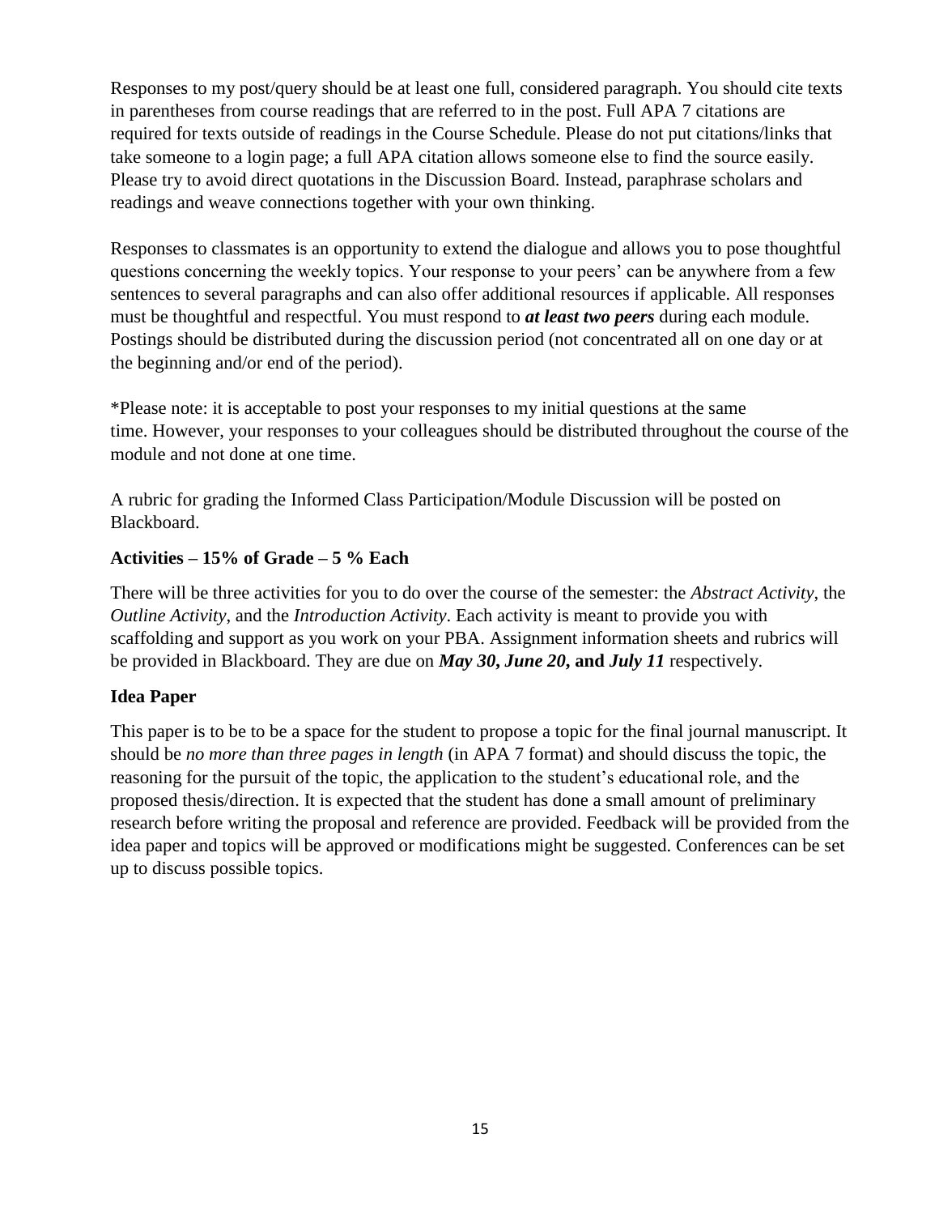Responses to my post/query should be at least one full, considered paragraph. You should cite texts in parentheses from course readings that are referred to in the post. Full APA 7 citations are required for texts outside of readings in the Course Schedule. Please do not put citations/links that take someone to a login page; a full APA citation allows someone else to find the source easily. Please try to avoid direct quotations in the Discussion Board. Instead, paraphrase scholars and readings and weave connections together with your own thinking.

Responses to classmates is an opportunity to extend the dialogue and allows you to pose thoughtful questions concerning the weekly topics. Your response to your peers' can be anywhere from a few sentences to several paragraphs and can also offer additional resources if applicable. All responses must be thoughtful and respectful. You must respond to ***at least two peers*** during each module. Postings should be distributed during the discussion period (not concentrated all on one day or at the beginning and/or end of the period).

*Please note: it is acceptable to post your responses to my initial questions at the same time. However, your responses to your colleagues should be distributed throughout the course of the module and not done at one time.

A rubric for grading the Informed Class Participation/Module Discussion will be posted on Blackboard.

**Activities – 15% of Grade – 5 % Each**

There will be three activities for you to do over the course of the semester: the *Abstract Activity*, the *Outline Activity*, and the *Introduction Activity*. Each activity is meant to provide you with scaffolding and support as you work on your PBA. Assignment information sheets and rubrics will be provided in Blackboard. They are due on ***May 30***, ***June 20***, **and *July 11*** respectively.

**Idea Paper**

This paper is to be to be a space for the student to propose a topic for the final journal manuscript. It should be *no more than three pages in length* (in APA 7 format) and should discuss the topic, the reasoning for the pursuit of the topic, the application to the student's educational role, and the proposed thesis/direction. It is expected that the student has done a small amount of preliminary research before writing the proposal and reference are provided. Feedback will be provided from the idea paper and topics will be approved or modifications might be suggested. Conferences can be set up to discuss possible topics.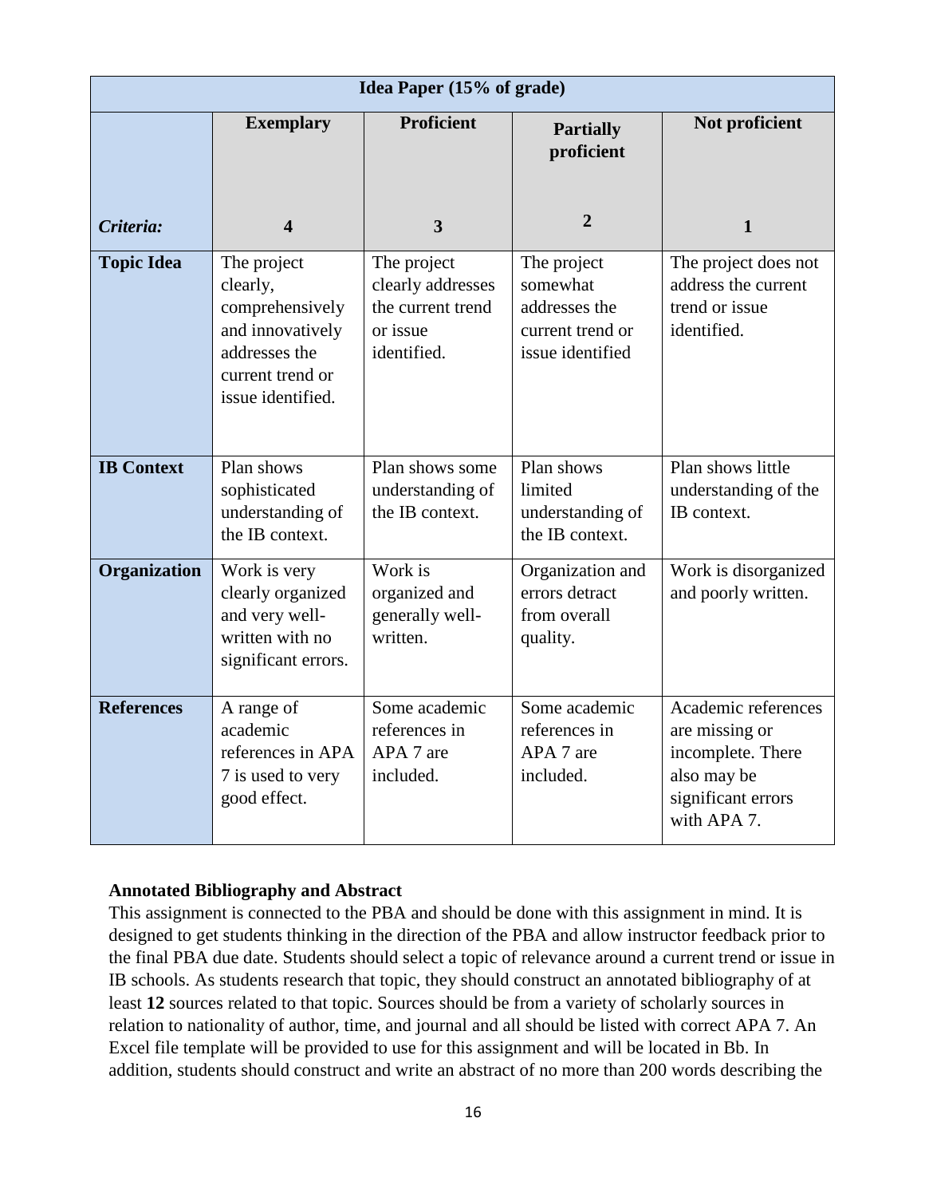| Idea Paper (15% of grade) | | | | |
|---|---|---|---|---|
| | **Exemplary** | **Proficient** | **Partially proficient** | **Not proficient** |
| ***Criteria:*** | **4** | **3** | **2** | **1** |
| **Topic Idea** | The project clearly, comprehensively and innovatively addresses the current trend or issue identified. | The project clearly addresses the current trend or issue identified. | The project somewhat addresses the current trend or issue identified | The project does not address the current trend or issue identified. |
| **IB Context** | Plan shows sophisticated understanding of the IB context. | Plan shows some understanding of the IB context. | Plan shows limited understanding of the IB context. | Plan shows little understanding of the IB context. |
| **Organization** | Work is very clearly organized and very well-written with no significant errors. | Work is organized and generally well-written. | Organization and errors detract from overall quality. | Work is disorganized and poorly written. |
| **References** | A range of academic references in APA 7 is used to very good effect. | Some academic references in APA 7 are included. | Some academic references in APA 7 are included. | Academic references are missing or incomplete. There also may be significant errors with APA 7. |

**Annotated Bibliography and Abstract**

This assignment is connected to the PBA and should be done with this assignment in mind. It is designed to get students thinking in the direction of the PBA and allow instructor feedback prior to the final PBA due date. Students should select a topic of relevance around a current trend or issue in IB schools. As students research that topic, they should construct an annotated bibliography of at least **12** sources related to that topic. Sources should be from a variety of scholarly sources in relation to nationality of author, time, and journal and all should be listed with correct APA 7. An Excel file template will be provided to use for this assignment and will be located in Bb. In addition, students should construct and write an abstract of no more than 200 words describing the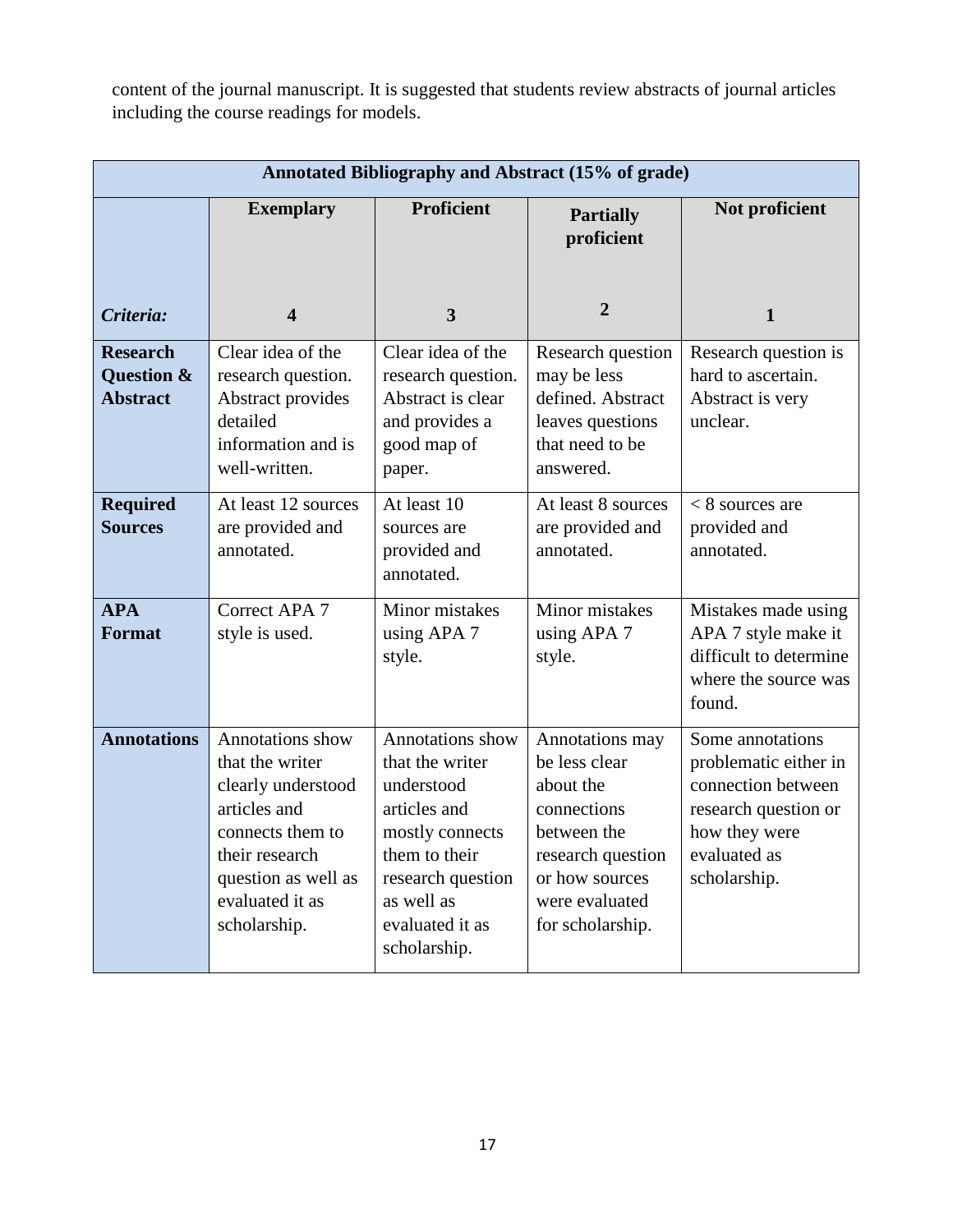content of the journal manuscript. It is suggested that students review abstracts of journal articles including the course readings for models.

| **Annotated Bibliography and Abstract (15% of grade)** | | | | |
|---|---|---|---|---|
| | **Exemplary** | **Proficient** | **Partially proficient** | **Not proficient** |
| ***Criteria:*** | **4** | **3** | **2** | **1** |
| **Research Question & Abstract** | Clear idea of the research question. Abstract provides detailed information and is well-written. | Clear idea of the research question. Abstract is clear and provides a good map of paper. | Research question may be less defined. Abstract leaves questions that need to be answered. | Research question is hard to ascertain. Abstract is very unclear. |
| **Required Sources** | At least 12 sources are provided and annotated. | At least 10 sources are provided and annotated. | At least 8 sources are provided and annotated. | < 8 sources are provided and annotated. |
| **APA Format** | Correct APA 7 style is used. | Minor mistakes using APA 7 style. | Minor mistakes using APA 7 style. | Mistakes made using APA 7 style make it difficult to determine where the source was found. |
| **Annotations** | Annotations show that the writer clearly understood articles and connects them to their research question as well as evaluated it as scholarship. | Annotations show that the writer understood articles and mostly connects them to their research question as well as evaluated it as scholarship. | Annotations may be less clear about the connections between the research question or how sources were evaluated for scholarship. | Some annotations problematic either in connection between research question or how they were evaluated as scholarship. |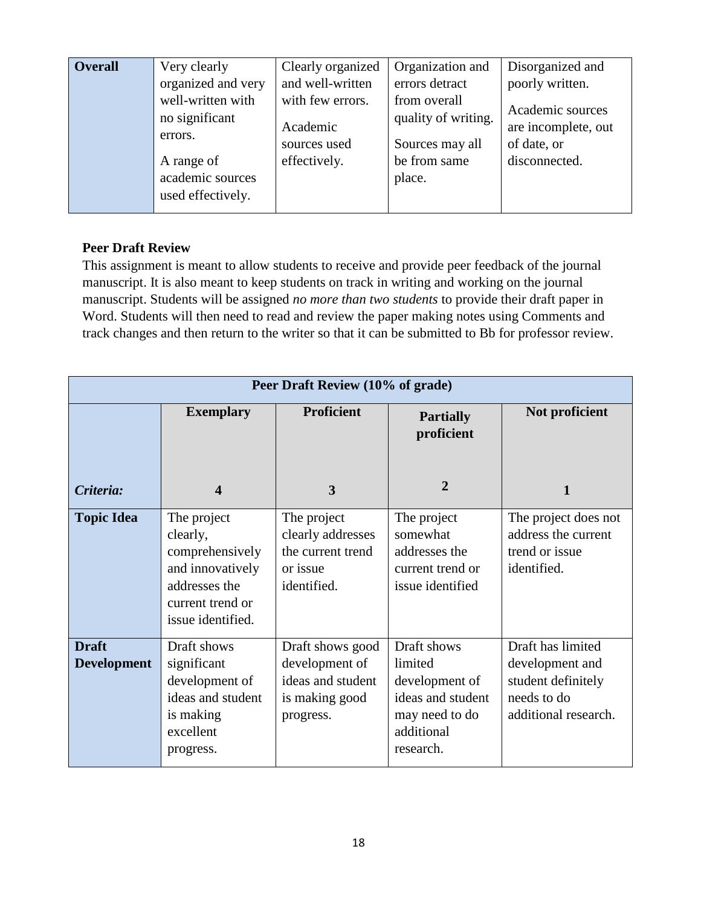| **Overall** | Very clearly organized and very well-written with no significant errors.<br><br>A range of academic sources used effectively. | Clearly organized and well-written with few errors.<br><br>Academic sources used effectively. | Organization and errors detract from overall quality of writing.<br><br>Sources may all be from same place. | Disorganized and poorly written.<br><br>Academic sources are incomplete, out of date, or disconnected. |
|---|---|---|---|---|

**Peer Draft Review**

This assignment is meant to allow students to receive and provide peer feedback of the journal manuscript. It is also meant to keep students on track in writing and working on the journal manuscript. Students will be assigned *no more than two students* to provide their draft paper in Word. Students will then need to read and review the paper making notes using Comments and track changes and then return to the writer so that it can be submitted to Bb for professor review.

| **Peer Draft Review (10% of grade)** | | | | |
|---|---|---|---|---|
| ***Criteria:*** | **Exemplary**<br><br>**4** | **Proficient**<br><br>**3** | **Partially proficient**<br><br>**2** | **Not proficient**<br><br>**1** |
| **Topic Idea** | The project clearly, comprehensively and innovatively addresses the current trend or issue identified. | The project clearly addresses the current trend or issue identified. | The project somewhat addresses the current trend or issue identified | The project does not address the current trend or issue identified. |
| **Draft Development** | Draft shows significant development of ideas and student is making excellent progress. | Draft shows good development of ideas and student is making good progress. | Draft shows limited development of ideas and student may need to do additional research. | Draft has limited development and student definitely needs to do additional research. |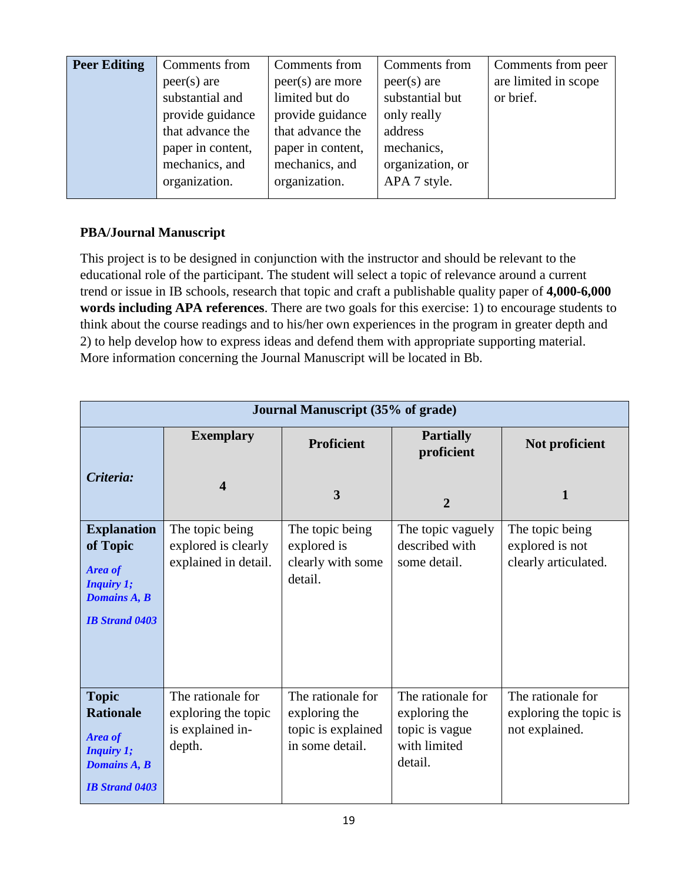| **Peer Editing** | Comments from peer(s) are substantial and provide guidance that advance the paper in content, mechanics, and organization. | Comments from peer(s) are more limited but do provide guidance that advance the paper in content, mechanics, and organization. | Comments from peer(s) are substantial but only really address mechanics, organization, or APA 7 style. | Comments from peer are limited in scope or brief. |
|---|---|---|---|---|

**PBA/Journal Manuscript**

This project is to be designed in conjunction with the instructor and should be relevant to the educational role of the participant. The student will select a topic of relevance around a current trend or issue in IB schools, research that topic and craft a publishable quality paper of **4,000-6,000 words including APA references**. There are two goals for this exercise: 1) to encourage students to think about the course readings and to his/her own experiences in the program in greater depth and 2) to help develop how to express ideas and defend them with appropriate supporting material. More information concerning the Journal Manuscript will be located in Bb.

| **Journal Manuscript (35% of grade)** | | | | |
|---|---|---|---|---|
| ***Criteria:*** | **Exemplary**<br><br>**4** | **Proficient**<br><br>**3** | **Partially proficient**<br><br>**2** | **Not proficient**<br><br>**1** |
| **Explanation of Topic**<br>***Area of Inquiry 1; Domains A, B***<br>***IB Strand 0403*** | The topic being explored is clearly explained in detail. | The topic being explored is clearly with some detail. | The topic vaguely described with some detail. | The topic being explored is not clearly articulated. |
| **Topic Rationale**<br>***Area of Inquiry 1; Domains A, B***<br>***IB Strand 0403*** | The rationale for exploring the topic is explained in-depth. | The rationale for exploring the topic is explained in some detail. | The rationale for exploring the topic is vague with limited detail. | The rationale for exploring the topic is not explained. |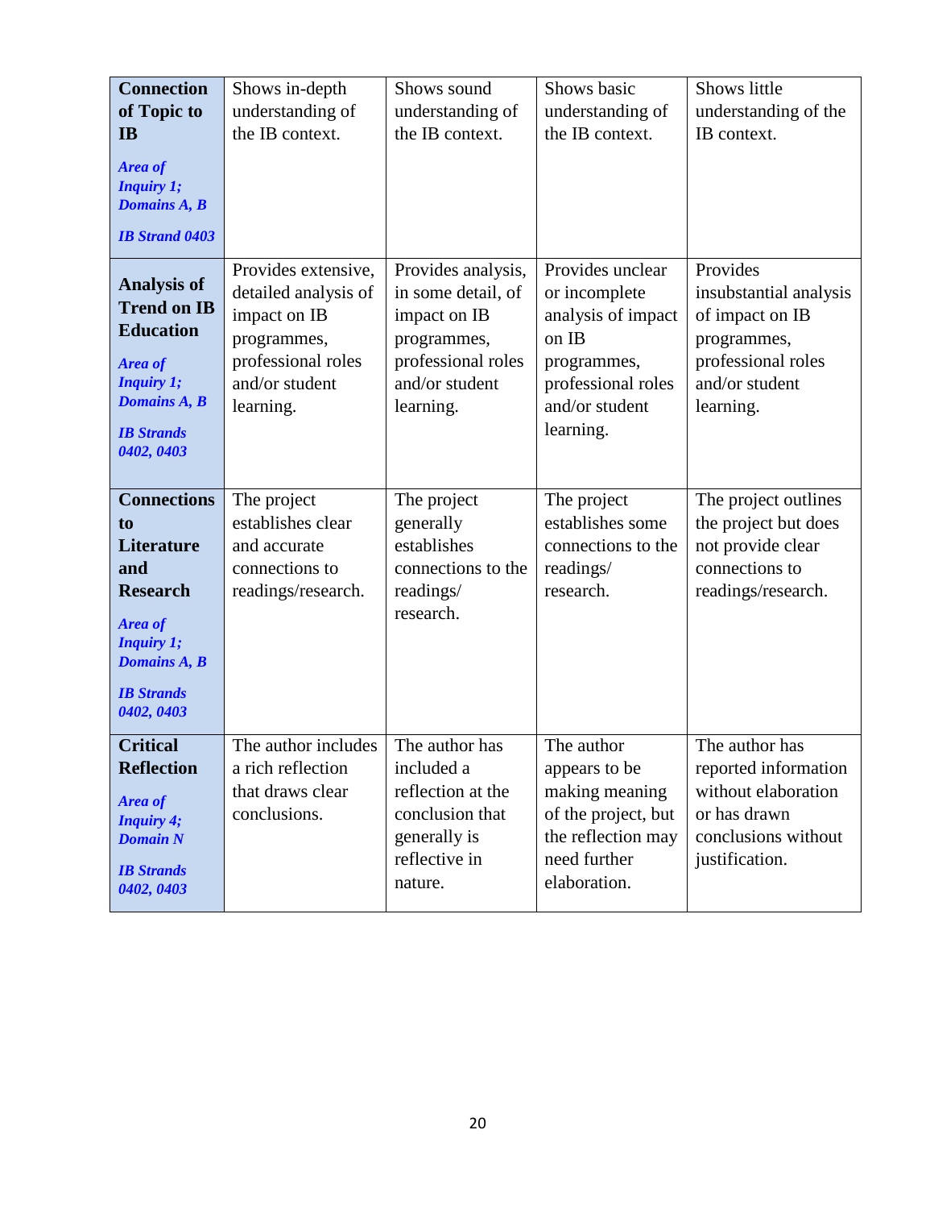| **Connection of Topic to IB**<br>***Area of Inquiry 1; Domains A, B***<br>***IB Strand 0403*** | Shows in-depth understanding of the IB context. | Shows sound understanding of the IB context. | Shows basic understanding of the IB context. | Shows little understanding of the IB context. |
|---|---|---|---|---|
| **Analysis of Trend on IB Education**<br>***Area of Inquiry 1; Domains A, B***<br>***IB Strands 0402, 0403*** | Provides extensive, detailed analysis of impact on IB programmes, professional roles and/or student learning. | Provides analysis, in some detail, of impact on IB programmes, professional roles and/or student learning. | Provides unclear or incomplete analysis of impact on IB programmes, professional roles and/or student learning. | Provides insubstantial analysis of impact on IB programmes, professional roles and/or student learning. |
| **Connections to Literature and Research**<br>***Area of Inquiry 1; Domains A, B***<br>***IB Strands 0402, 0403*** | The project establishes clear and accurate connections to readings/research. | The project generally establishes connections to the readings/ research. | The project establishes some connections to the readings/ research. | The project outlines the project but does not provide clear connections to readings/research. |
| **Critical Reflection**<br>***Area of Inquiry 4; Domain N***<br>***IB Strands 0402, 0403*** | The author includes a rich reflection that draws clear conclusions. | The author has included a reflection at the conclusion that generally is reflective in nature. | The author appears to be making meaning of the project, but the reflection may need further elaboration. | The author has reported information without elaboration or has drawn conclusions without justification. |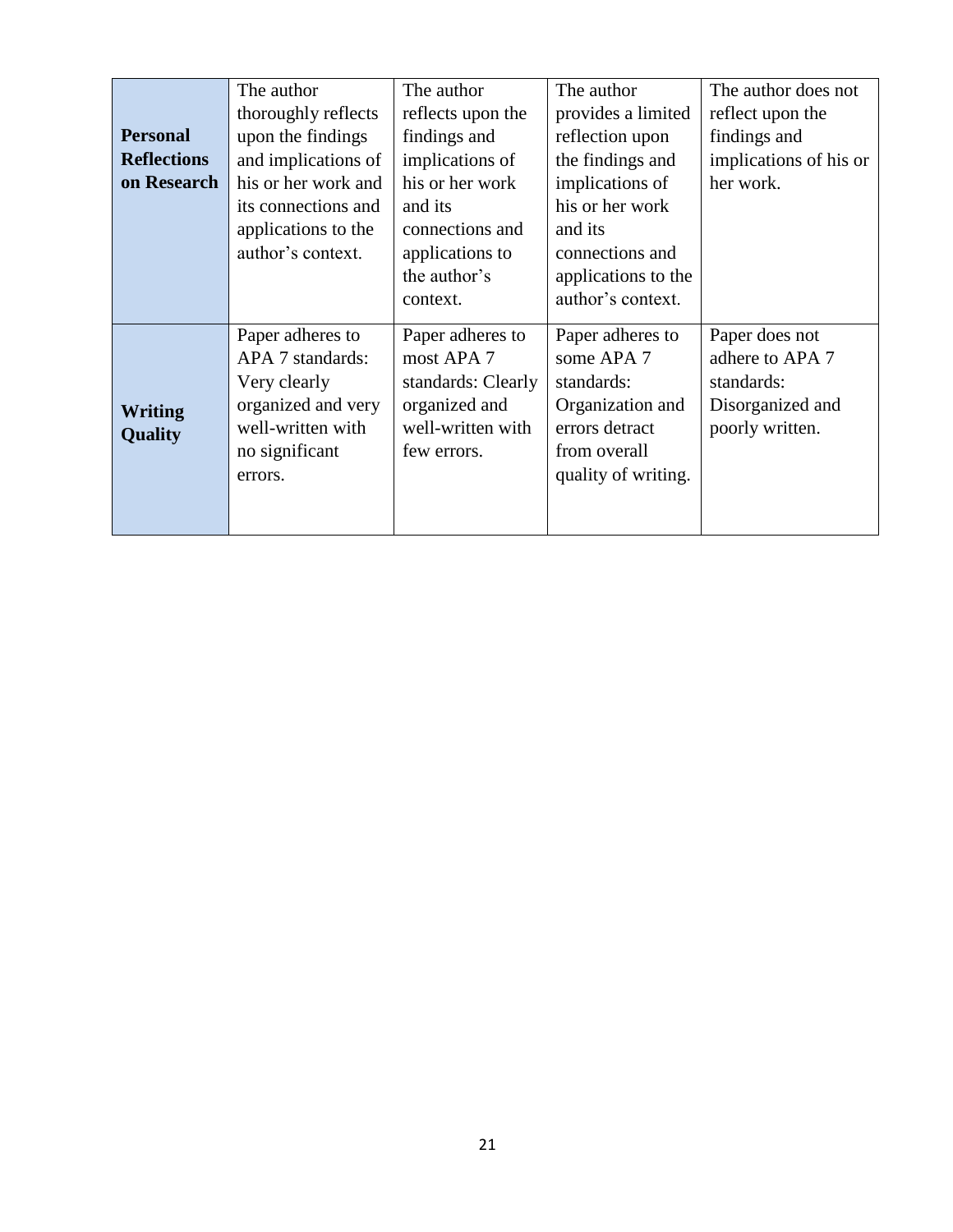| | | | | |
|---|---|---|---|---|
| **Personal Reflections on Research** | The author thoroughly reflects upon the findings and implications of his or her work and its connections and applications to the author's context. | The author reflects upon the findings and implications of his or her work and its connections and applications to the author's context. | The author provides a limited reflection upon the findings and implications of his or her work and its connections and applications to the author's context. | The author does not reflect upon the findings and implications of his or her work. |
| **Writing Quality** | Paper adheres to APA 7 standards: Very clearly organized and very well-written with no significant errors. | Paper adheres to most APA 7 standards: Clearly organized and well-written with few errors. | Paper adheres to some APA 7 standards: Organization and errors detract from overall quality of writing. | Paper does not adhere to APA 7 standards: Disorganized and poorly written. |